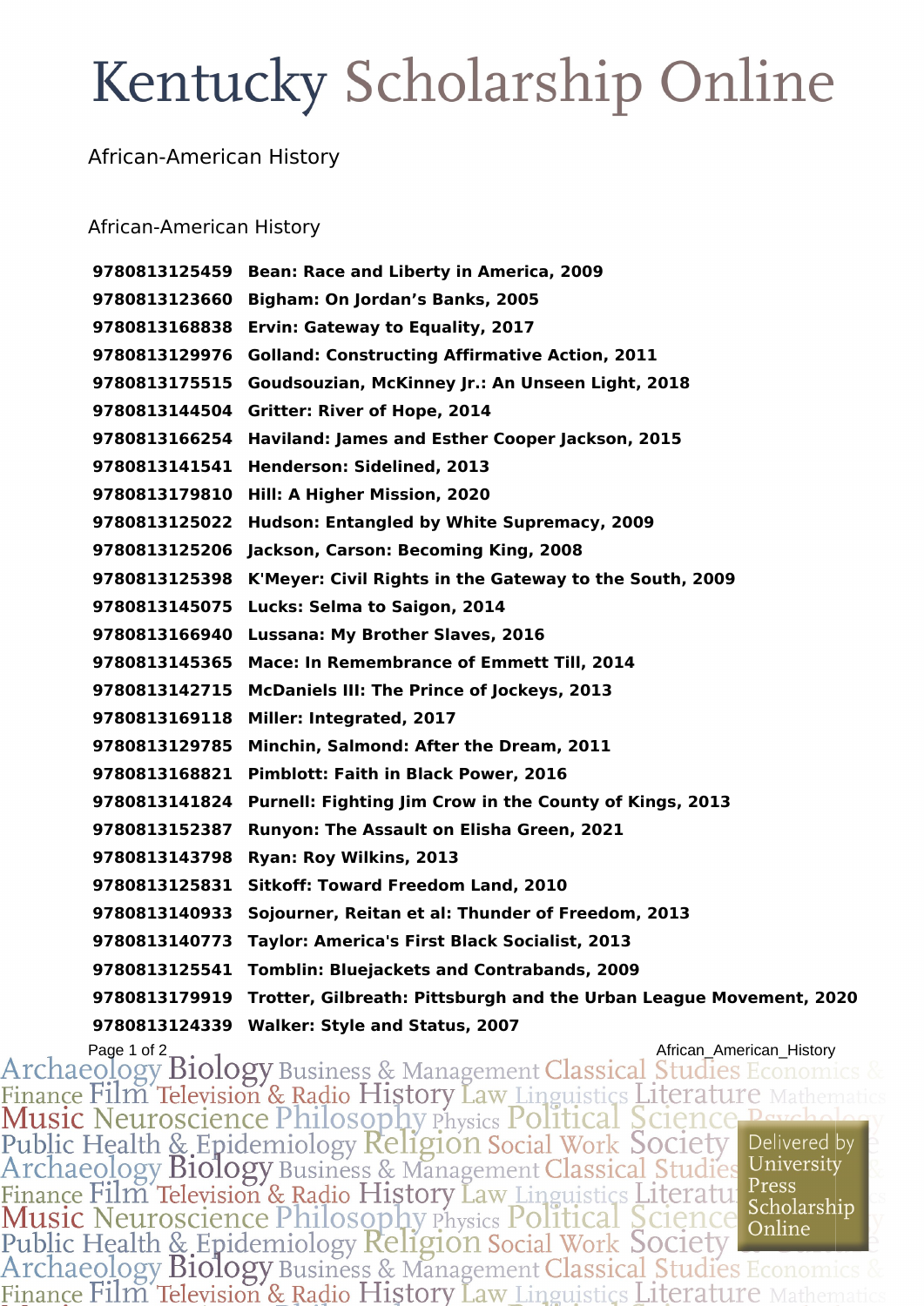# Kentucky Scholarship Online

African-American History

## African-American History

**9780813125459 Bean: Race and Liberty in America, 2009**

**9780813123660 Bigham: On Jordan's Banks, 2005**

**9780813168838 Ervin: Gateway to Equality, 2017**

**9780813129976 Golland: Constructing Affirmative Action, 2011**

**9780813175515 Goudsouzian, McKinney Jr.: An Unseen Light, 2018**

**9780813144504 Gritter: River of Hope, 2014**

**9780813166254 Haviland: James and Esther Cooper Jackson, 2015**

**9780813141541 Henderson: Sidelined, 2013**

**9780813179810 Hill: A Higher Mission, 2020**

**9780813125022 Hudson: Entangled by White Supremacy, 2009**

**9780813125206 Jackson, Carson: Becoming King, 2008**

**9780813125398 K'Meyer: Civil Rights in the Gateway to the South, 2009**

**9780813145075 Lucks: Selma to Saigon, 2014**

**9780813166940 Lussana: My Brother Slaves, 2016**

**9780813145365 Mace: In Remembrance of Emmett Till, 2014**

**9780813142715 McDaniels III: The Prince of Jockeys, 2013**

**9780813169118 Miller: Integrated, 2017**

**9780813129785 Minchin, Salmond: After the Dream, 2011**

**9780813168821 Pimblott: Faith in Black Power, 2016**

**9780813141824 Purnell: Fighting Jim Crow in the County of Kings, 2013**

**9780813152387 Runyon: The Assault on Elisha Green, 2021**

**9780813143798 Ryan: Roy Wilkins, 2013**

**9780813125831 Sitkoff: Toward Freedom Land, 2010**

**9780813140933 Sojourner, Reitan et al: Thunder of Freedom, 2013**

**9780813140773 Taylor: America's First Black Socialist, 2013**

**9780813125541 Tomblin: Bluejackets and Contrabands, 2009**

**9780813179919 Trotter, Gilbreath: Pittsburgh and the Urban League Movement, 2020**

**9780813124339 Walker: Style and Status, 2007**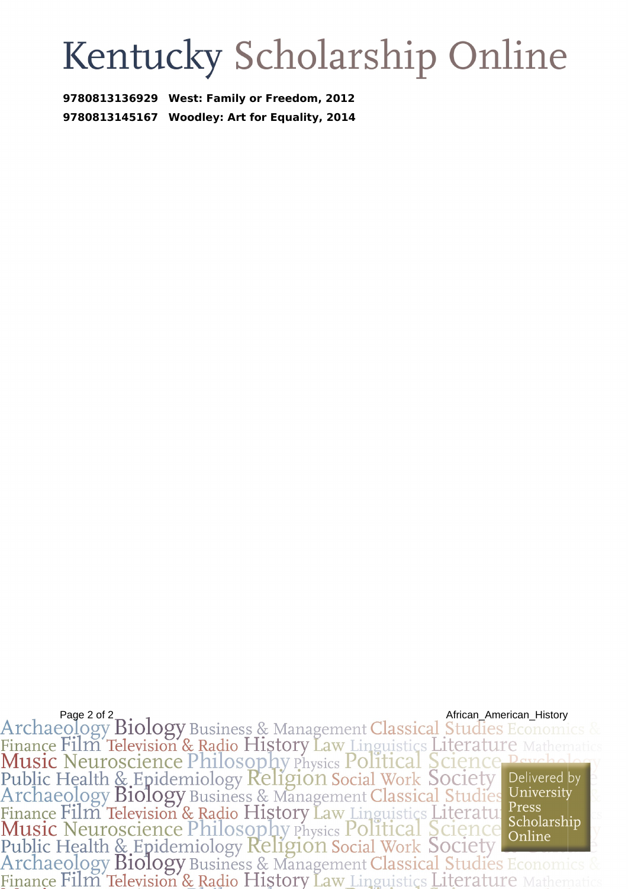# Kentucky Scholarship Online

**9780813136929 West: Family or Freedom, 2012**

**9780813145167 Woodley: Art for Equality, 2014**